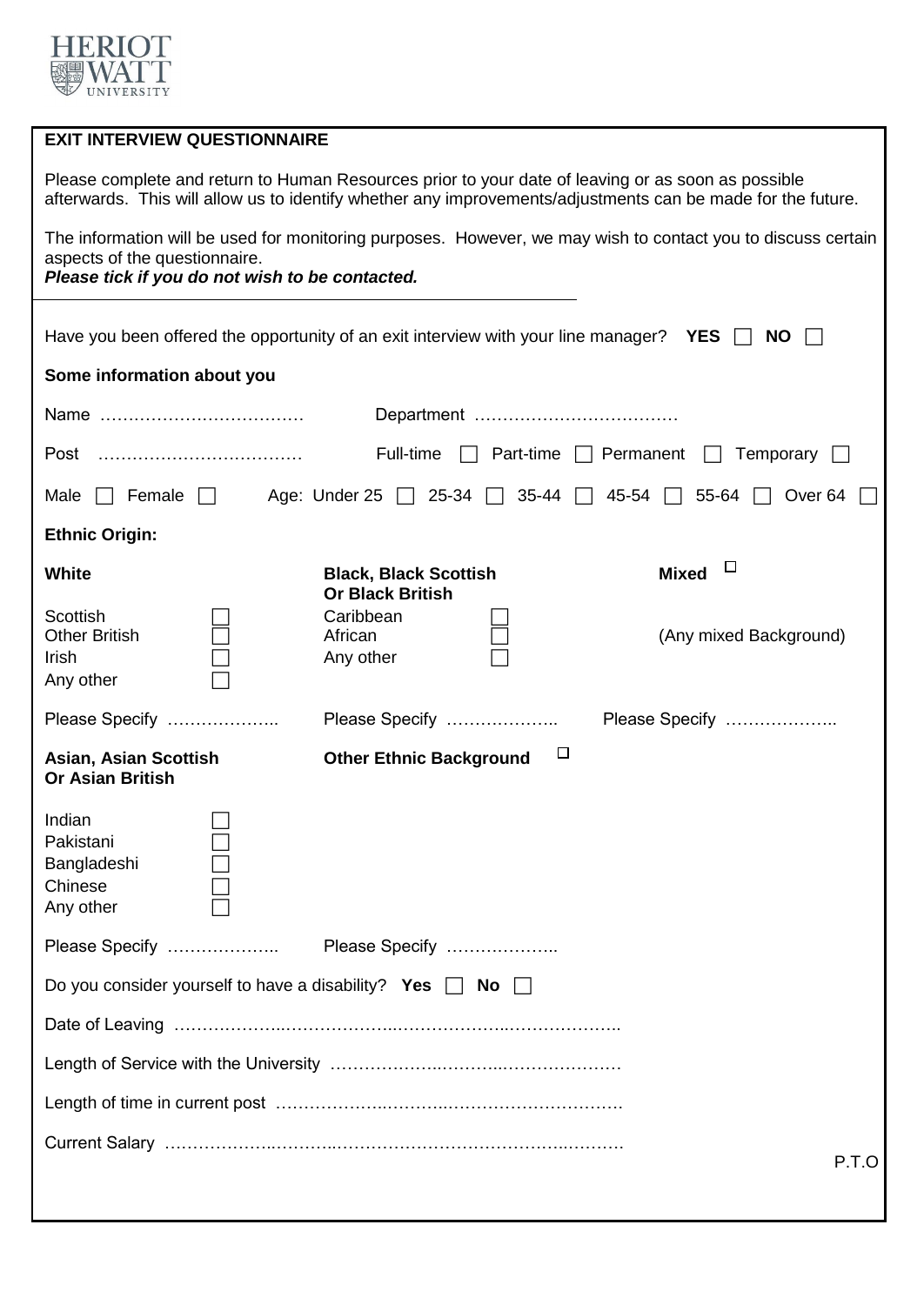HERIOT WATT UNIVERSITY

## EXIT INTERVIEW QUESTIONNAIRE

Please complete and return to Human Resources prior to your date of leaving or as soon as possible afterwards. This will allow us to identify whether any improvements/adjustments can be made for the future.

The information will be used for monitoring purposes. However, we may wish to contact you to discuss certain aspects of the questionnaire.
***Please tick if you do not wish to be contacted.***

---

Have you been offered the opportunity of an exit interview with your line manager? **YES** ☐ **NO** ☐

**Some information about you**

Name ……………………………… Department ………………………………

Post ……………………………… Full-time ☐ Part-time ☐ Permanent ☐ Temporary ☐

Male ☐ Female ☐ Age: Under 25 ☐ 25-34 ☐ 35-44 ☐ 45-54 ☐ 55-64 ☐ Over 64 ☐

**Ethnic Origin:**

**White**

- Scottish ☐
- Other British ☐
- Irish ☐
- Any other ☐

Please Specify ………………..

**Black, Black Scottish Or Black British**

- Caribbean ☐
- African ☐
- Any other ☐

Please Specify ………………..

**Mixed** ☐

(Any mixed Background)

Please Specify ………………..

**Asian, Asian Scottish Or Asian British**

- Indian ☐
- Pakistani ☐
- Bangladeshi ☐
- Chinese ☐
- Any other ☐

Please Specify ………………..

**Other Ethnic Background** ☐

Please Specify ………………..

Do you consider yourself to have a disability? **Yes** ☐ **No** ☐

Date of Leaving ……………………………………………………………………

Length of Service with the University ………………………………………………

Length of time in current post ……………………………………………………

Current Salary …………………………………………………………………………

P.T.O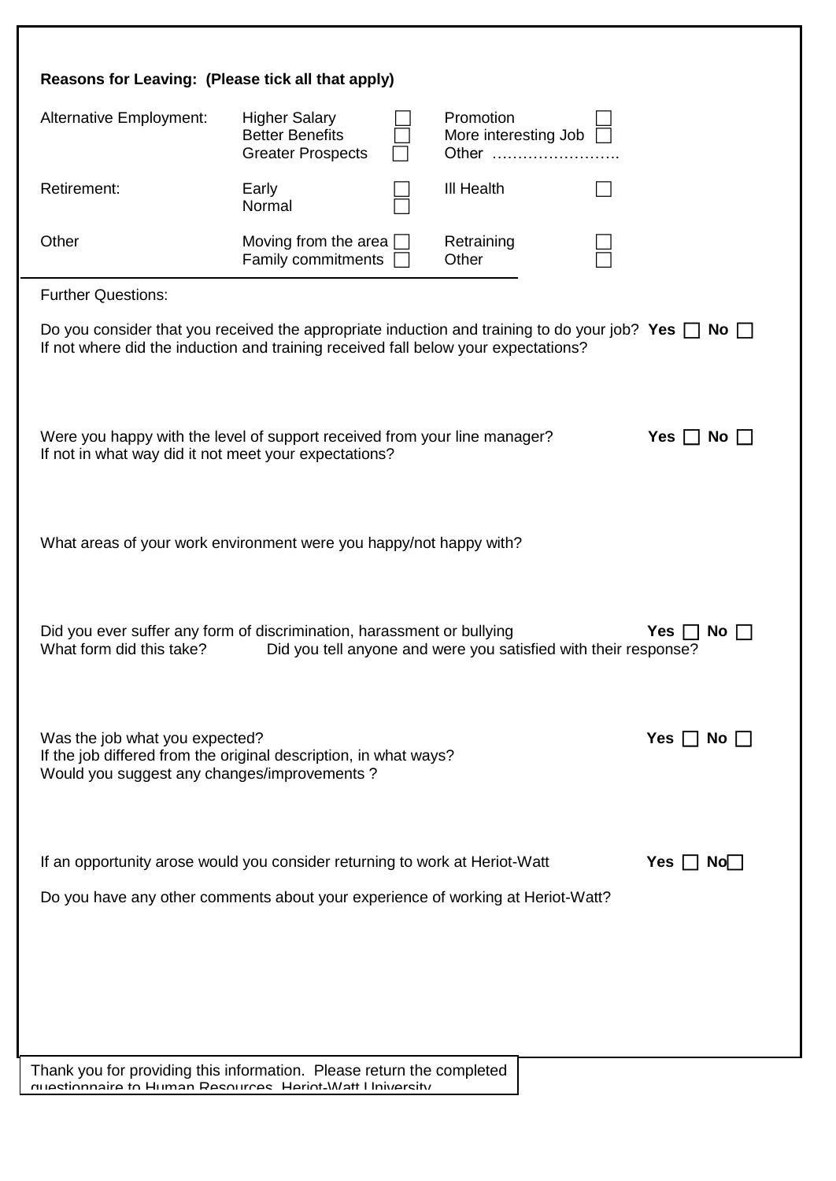**Reasons for Leaving: (Please tick all that apply)**

| | | | | |
|---|---|---|---|---|
| Alternative Employment: | Higher Salary | ☐ | Promotion | ☐ |
| | Better Benefits | ☐ | More interesting Job | ☐ |
| | Greater Prospects | ☐ | Other ……………………. | |
| Retirement: | Early | ☐ | Ill Health | ☐ |
| | Normal | ☐ | | |
| Other | Moving from the area | ☐ | Retraining | ☐ |
| | Family commitments | ☐ | Other | ☐ |

Further Questions:

Do you consider that you received the appropriate induction and training to do your job? **Yes** ☐ **No** ☐
If not where did the induction and training received fall below your expectations?

Were you happy with the level of support received from your line manager? **Yes** ☐ **No** ☐
If not in what way did it not meet your expectations?

What areas of your work environment were you happy/not happy with?

Did you ever suffer any form of discrimination, harassment or bullying **Yes** ☐ **No** ☐
What form did this take? Did you tell anyone and were you satisfied with their response?

Was the job what you expected? **Yes** ☐ **No** ☐
If the job differed from the original description, in what ways?
Would you suggest any changes/improvements ?

If an opportunity arose would you consider returning to work at Heriot-Watt **Yes** ☐ **No** ☐

Do you have any other comments about your experience of working at Heriot-Watt?

Thank you for providing this information. Please return the completed questionnaire to Human Resources, Heriot-Watt University